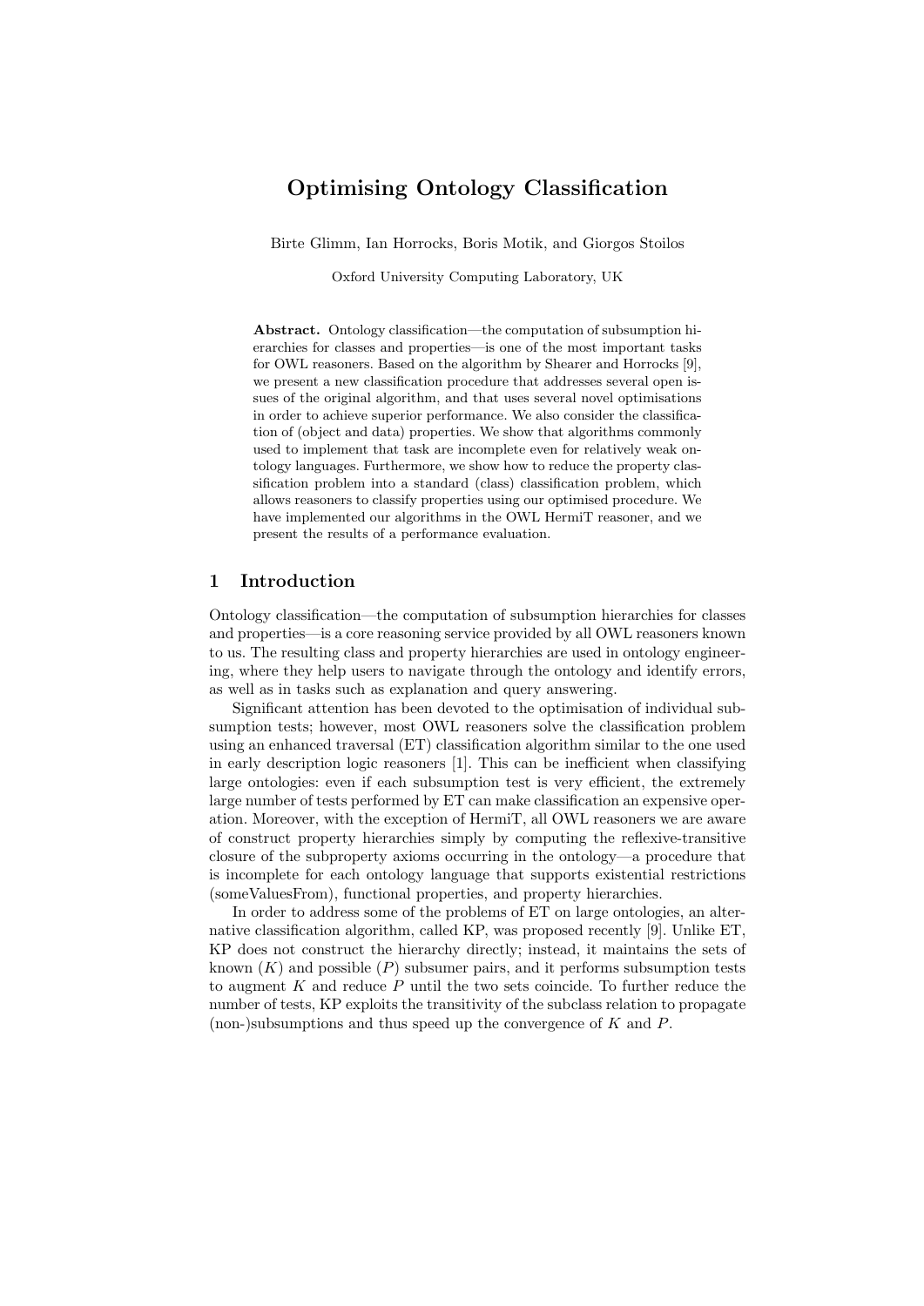# Optimising Ontology Classification

Birte Glimm, Ian Horrocks, Boris Motik, and Giorgos Stoilos

Oxford University Computing Laboratory, UK

**Abstract.** Ontology classification—the computation of subsumption hierarchies for classes and properties—is one of the most important tasks for OWL reasoners. Based on the algorithm by Shearer and Horrocks [9], we present a new classification procedure that addresses several open issues of the original algorithm, and that uses several novel optimisations in order to achieve superior performance. We also consider the classification of (object and data) properties. We show that algorithms commonly used to implement that task are incomplete even for relatively weak ontology languages. Furthermore, we show how to reduce the property classification problem into a standard (class) classification problem, which allows reasoners to classify properties using our optimised procedure. We have implemented our algorithms in the OWL HermiT reasoner, and we present the results of a performance evaluation.

## 1 Introduction

Ontology classification—the computation of subsumption hierarchies for classes and properties—is a core reasoning service provided by all OWL reasoners known to us. The resulting class and property hierarchies are used in ontology engineering, where they help users to navigate through the ontology and identify errors, as well as in tasks such as explanation and query answering.

Significant attention has been devoted to the optimisation of individual subsumption tests; however, most OWL reasoners solve the classification problem using an enhanced traversal (ET) classification algorithm similar to the one used in early description logic reasoners [1]. This can be inefficient when classifying large ontologies: even if each subsumption test is very efficient, the extremely large number of tests performed by ET can make classification an expensive operation. Moreover, with the exception of HermiT, all OWL reasoners we are aware of construct property hierarchies simply by computing the reflexive-transitive closure of the subproperty axioms occurring in the ontology—a procedure that is incomplete for each ontology language that supports existential restrictions (someValuesFrom), functional properties, and property hierarchies.

In order to address some of the problems of ET on large ontologies, an alternative classification algorithm, called KP, was proposed recently [9]. Unlike ET, KP does not construct the hierarchy directly; instead, it maintains the sets of known ($K$) and possible ($P$) subsumer pairs, and it performs subsumption tests to augment $K$ and reduce $P$ until the two sets coincide. To further reduce the number of tests, KP exploits the transitivity of the subclass relation to propagate (non-)subsumptions and thus speed up the convergence of $K$ and $P$.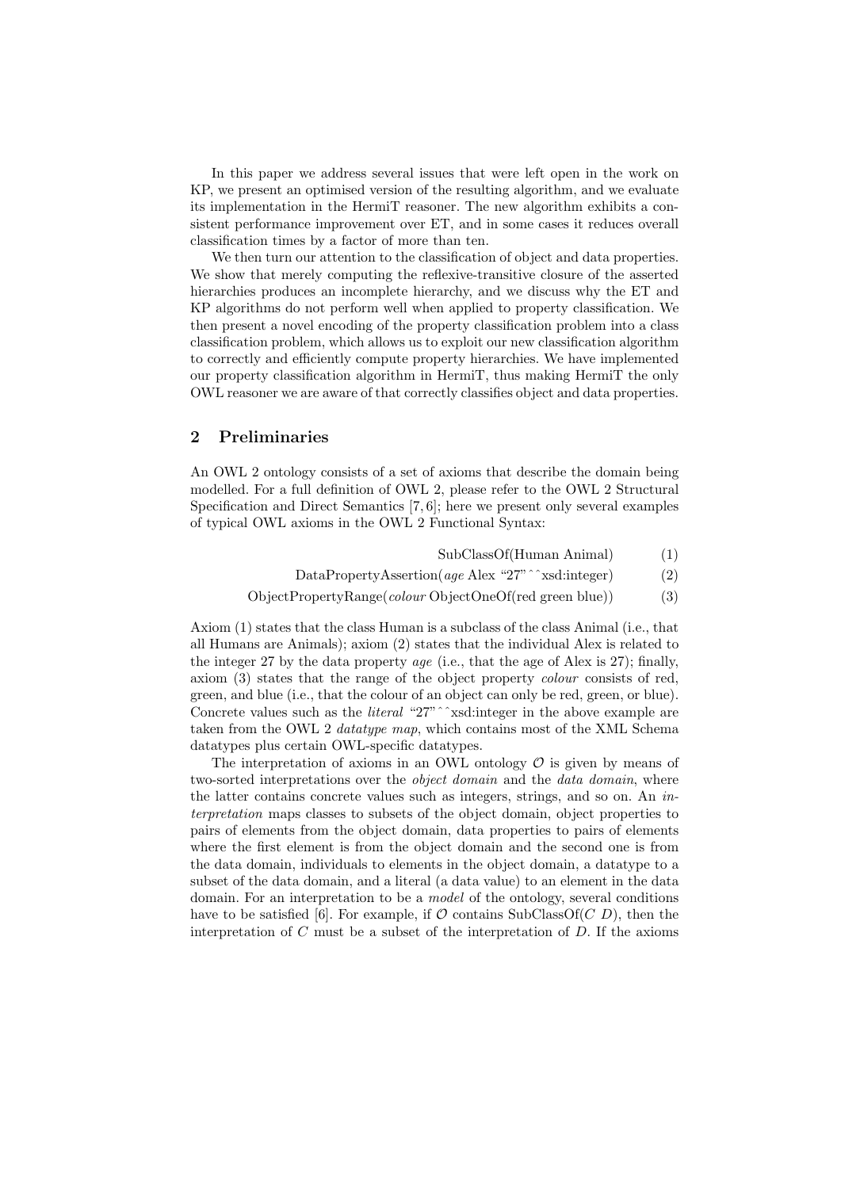In this paper we address several issues that were left open in the work on KP, we present an optimised version of the resulting algorithm, and we evaluate its implementation in the HermiT reasoner. The new algorithm exhibits a consistent performance improvement over ET, and in some cases it reduces overall classification times by a factor of more than ten.

We then turn our attention to the classification of object and data properties. We show that merely computing the reflexive-transitive closure of the asserted hierarchies produces an incomplete hierarchy, and we discuss why the ET and KP algorithms do not perform well when applied to property classification. We then present a novel encoding of the property classification problem into a class classification problem, which allows us to exploit our new classification algorithm to correctly and efficiently compute property hierarchies. We have implemented our property classification algorithm in HermiT, thus making HermiT the only OWL reasoner we are aware of that correctly classifies object and data properties.

## 2 Preliminaries

An OWL 2 ontology consists of a set of axioms that describe the domain being modelled. For a full definition of OWL 2, please refer to the OWL 2 Structural Specification and Direct Semantics [7, 6]; here we present only several examples of typical OWL axioms in the OWL 2 Functional Syntax:

$$\text{SubClassOf(Human Animal)} \tag{1}$$

$$\text{DataPropertyAssertion}(\textit{age}\ \text{Alex “27”\^{}\^{}xsd:integer}) \tag{2}$$

$$\text{ObjectPropertyRange}(\textit{colour}\ \text{ObjectOneOf(red green blue)}) \tag{3}$$

Axiom (1) states that the class Human is a subclass of the class Animal (i.e., that all Humans are Animals); axiom (2) states that the individual Alex is related to the integer 27 by the data property *age* (i.e., that the age of Alex is 27); finally, axiom (3) states that the range of the object property *colour* consists of red, green, and blue (i.e., that the colour of an object can only be red, green, or blue). Concrete values such as the *literal* "27"^^xsd:integer in the above example are taken from the OWL 2 *datatype map*, which contains most of the XML Schema datatypes plus certain OWL-specific datatypes.

The interpretation of axioms in an OWL ontology $\mathcal{O}$ is given by means of two-sorted interpretations over the *object domain* and the *data domain*, where the latter contains concrete values such as integers, strings, and so on. An *interpretation* maps classes to subsets of the object domain, object properties to pairs of elements from the object domain, data properties to pairs of elements where the first element is from the object domain and the second one is from the data domain, individuals to elements in the object domain, a datatype to a subset of the data domain, and a literal (a data value) to an element in the data domain. For an interpretation to be a *model* of the ontology, several conditions have to be satisfied [6]. For example, if $\mathcal{O}$ contains SubClassOf($C$ $D$), then the interpretation of $C$ must be a subset of the interpretation of $D$. If the axioms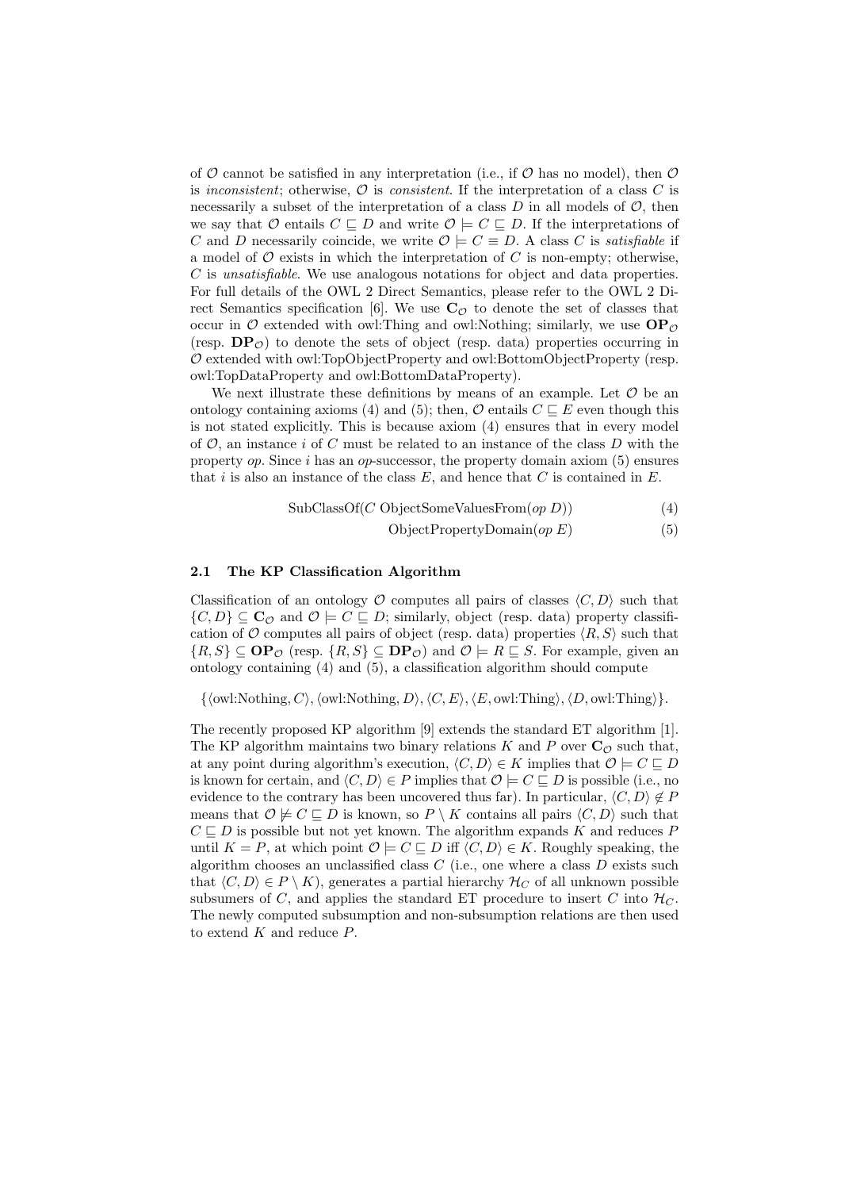of $\mathcal{O}$ cannot be satisfied in any interpretation (i.e., if $\mathcal{O}$ has no model), then $\mathcal{O}$ is *inconsistent*; otherwise, $\mathcal{O}$ is *consistent*. If the interpretation of a class $C$ is necessarily a subset of the interpretation of a class $D$ in all models of $\mathcal{O}$, then we say that $\mathcal{O}$ entails $C \sqsubseteq D$ and write $\mathcal{O} \models C \sqsubseteq D$. If the interpretations of $C$ and $D$ necessarily coincide, we write $\mathcal{O} \models C \equiv D$. A class $C$ is *satisfiable* if a model of $\mathcal{O}$ exists in which the interpretation of $C$ is non-empty; otherwise, $C$ is *unsatisfiable*. We use analogous notations for object and data properties. For full details of the OWL 2 Direct Semantics, please refer to the OWL 2 Direct Semantics specification [6]. We use $\mathbf{C}_{\mathcal{O}}$ to denote the set of classes that occur in $\mathcal{O}$ extended with owl:Thing and owl:Nothing; similarly, we use $\mathbf{OP}_{\mathcal{O}}$ (resp. $\mathbf{DP}_{\mathcal{O}}$) to denote the sets of object (resp. data) properties occurring in $\mathcal{O}$ extended with owl:TopObjectProperty and owl:BottomObjectProperty (resp. owl:TopDataProperty and owl:BottomDataProperty).

We next illustrate these definitions by means of an example. Let $\mathcal{O}$ be an ontology containing axioms (4) and (5); then, $\mathcal{O}$ entails $C \sqsubseteq E$ even though this is not stated explicitly. This is because axiom (4) ensures that in every model of $\mathcal{O}$, an instance $i$ of $C$ must be related to an instance of the class $D$ with the property *op*. Since $i$ has an *op*-successor, the property domain axiom (5) ensures that $i$ is also an instance of the class $E$, and hence that $C$ is contained in $E$.

$$\text{SubClassOf}(C \text{ ObjectSomeValuesFrom}(op\ D)) \tag{4}$$

$$\text{ObjectPropertyDomain}(op\ E) \tag{5}$$

### 2.1 The KP Classification Algorithm

Classification of an ontology $\mathcal{O}$ computes all pairs of classes $\langle C, D \rangle$ such that $\{C, D\} \subseteq \mathbf{C}_{\mathcal{O}}$ and $\mathcal{O} \models C \sqsubseteq D$; similarly, object (resp. data) property classification of $\mathcal{O}$ computes all pairs of object (resp. data) properties $\langle R, S \rangle$ such that $\{R, S\} \subseteq \mathbf{OP}_{\mathcal{O}}$ (resp. $\{R, S\} \subseteq \mathbf{DP}_{\mathcal{O}}$) and $\mathcal{O} \models R \sqsubseteq S$. For example, given an ontology containing (4) and (5), a classification algorithm should compute

$$\{\langle \text{owl:Nothing}, C \rangle, \langle \text{owl:Nothing}, D \rangle, \langle C, E \rangle, \langle E, \text{owl:Thing} \rangle, \langle D, \text{owl:Thing} \rangle\}.$$

The recently proposed KP algorithm [9] extends the standard ET algorithm [1]. The KP algorithm maintains two binary relations $K$ and $P$ over $\mathbf{C}_{\mathcal{O}}$ such that, at any point during algorithm's execution, $\langle C, D \rangle \in K$ implies that $\mathcal{O} \models C \sqsubseteq D$ is known for certain, and $\langle C, D \rangle \in P$ implies that $\mathcal{O} \models C \sqsubseteq D$ is possible (i.e., no evidence to the contrary has been uncovered thus far). In particular, $\langle C, D \rangle \notin P$ means that $\mathcal{O} \not\models C \sqsubseteq D$ is known, so $P \setminus K$ contains all pairs $\langle C, D \rangle$ such that $C \sqsubseteq D$ is possible but not yet known. The algorithm expands $K$ and reduces $P$ until $K = P$, at which point $\mathcal{O} \models C \sqsubseteq D$ iff $\langle C, D \rangle \in K$. Roughly speaking, the algorithm chooses an unclassified class $C$ (i.e., one where a class $D$ exists such that $\langle C, D \rangle \in P \setminus K$), generates a partial hierarchy $\mathcal{H}_C$ of all unknown possible subsumers of $C$, and applies the standard ET procedure to insert $C$ into $\mathcal{H}_C$. The newly computed subsumption and non-subsumption relations are then used to extend $K$ and reduce $P$.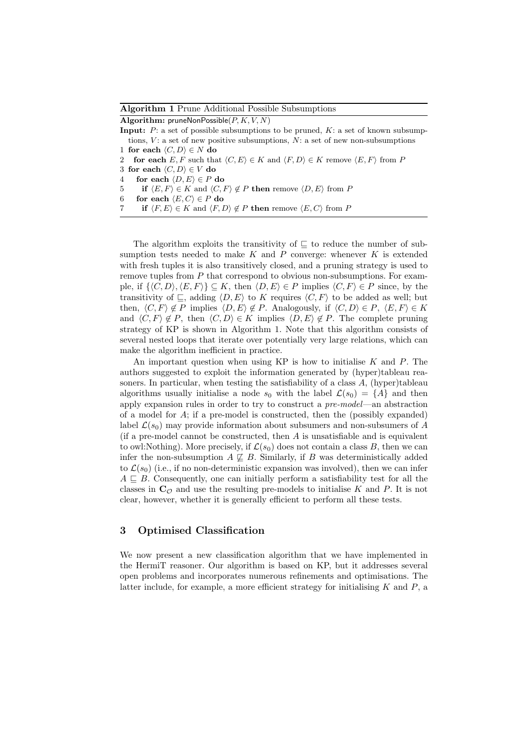**Algorithm 1** Prune Additional Possible Subsumptions

```
Algorithm: pruneNonPossible(P, K, V, N)
Input: P: a set of possible subsumptions to be pruned, K: a set of known subsump-
  tions, V: a set of new positive subsumptions, N: a set of new non-subsumptions
1 for each ⟨C, D⟩ ∈ N do
2   for each E, F such that ⟨C, E⟩ ∈ K and ⟨F, D⟩ ∈ K remove ⟨E, F⟩ from P
3 for each ⟨C, D⟩ ∈ V do
4   for each ⟨D, E⟩ ∈ P do
5     if ⟨E, F⟩ ∈ K and ⟨C, F⟩ ∉ P then remove ⟨D, E⟩ from P
6   for each ⟨E, C⟩ ∈ P do
7     if ⟨F, E⟩ ∈ K and ⟨F, D⟩ ∉ P then remove ⟨E, C⟩ from P
```

The algorithm exploits the transitivity of $\sqsubseteq$ to reduce the number of subsumption tests needed to make $K$ and $P$ converge: whenever $K$ is extended with fresh tuples it is also transitively closed, and a pruning strategy is used to remove tuples from $P$ that correspond to obvious non-subsumptions. For example, if $\{\langle C, D\rangle, \langle E, F\rangle\} \subseteq K$, then $\langle D, E\rangle \in P$ implies $\langle C, F\rangle \in P$ since, by the transitivity of $\sqsubseteq$, adding $\langle D, E\rangle$ to $K$ requires $\langle C, F\rangle$ to be added as well; but then, $\langle C, F\rangle \notin P$ implies $\langle D, E\rangle \notin P$. Analogously, if $\langle C, D\rangle \in P$, $\langle E, F\rangle \in K$ and $\langle C, F\rangle \notin P$, then $\langle C, D\rangle \in K$ implies $\langle D, E\rangle \notin P$. The complete pruning strategy of KP is shown in Algorithm 1. Note that this algorithm consists of several nested loops that iterate over potentially very large relations, which can make the algorithm inefficient in practice.

An important question when using KP is how to initialise $K$ and $P$. The authors suggested to exploit the information generated by (hyper)tableau reasoners. In particular, when testing the satisfiability of a class $A$, (hyper)tableau algorithms usually initialise a node $s_0$ with the label $\mathcal{L}(s_0) = \{A\}$ and then apply expansion rules in order to try to construct a *pre-model*—an abstraction of a model for $A$; if a pre-model is constructed, then the (possibly expanded) label $\mathcal{L}(s_0)$ may provide information about subsumers and non-subsumers of $A$ (if a pre-model cannot be constructed, then $A$ is unsatisfiable and is equivalent to owl:Nothing). More precisely, if $\mathcal{L}(s_0)$ does not contain a class $B$, then we can infer the non-subsumption $A \not\sqsubseteq B$. Similarly, if $B$ was deterministically added to $\mathcal{L}(s_0)$ (i.e., if no non-deterministic expansion was involved), then we can infer $A \sqsubseteq B$. Consequently, one can initially perform a satisfiability test for all the classes in $\mathbf{C}_{\mathcal{O}}$ and use the resulting pre-models to initialise $K$ and $P$. It is not clear, however, whether it is generally efficient to perform all these tests.

## 3 Optimised Classification

We now present a new classification algorithm that we have implemented in the HermiT reasoner. Our algorithm is based on KP, but it addresses several open problems and incorporates numerous refinements and optimisations. The latter include, for example, a more efficient strategy for initialising $K$ and $P$, a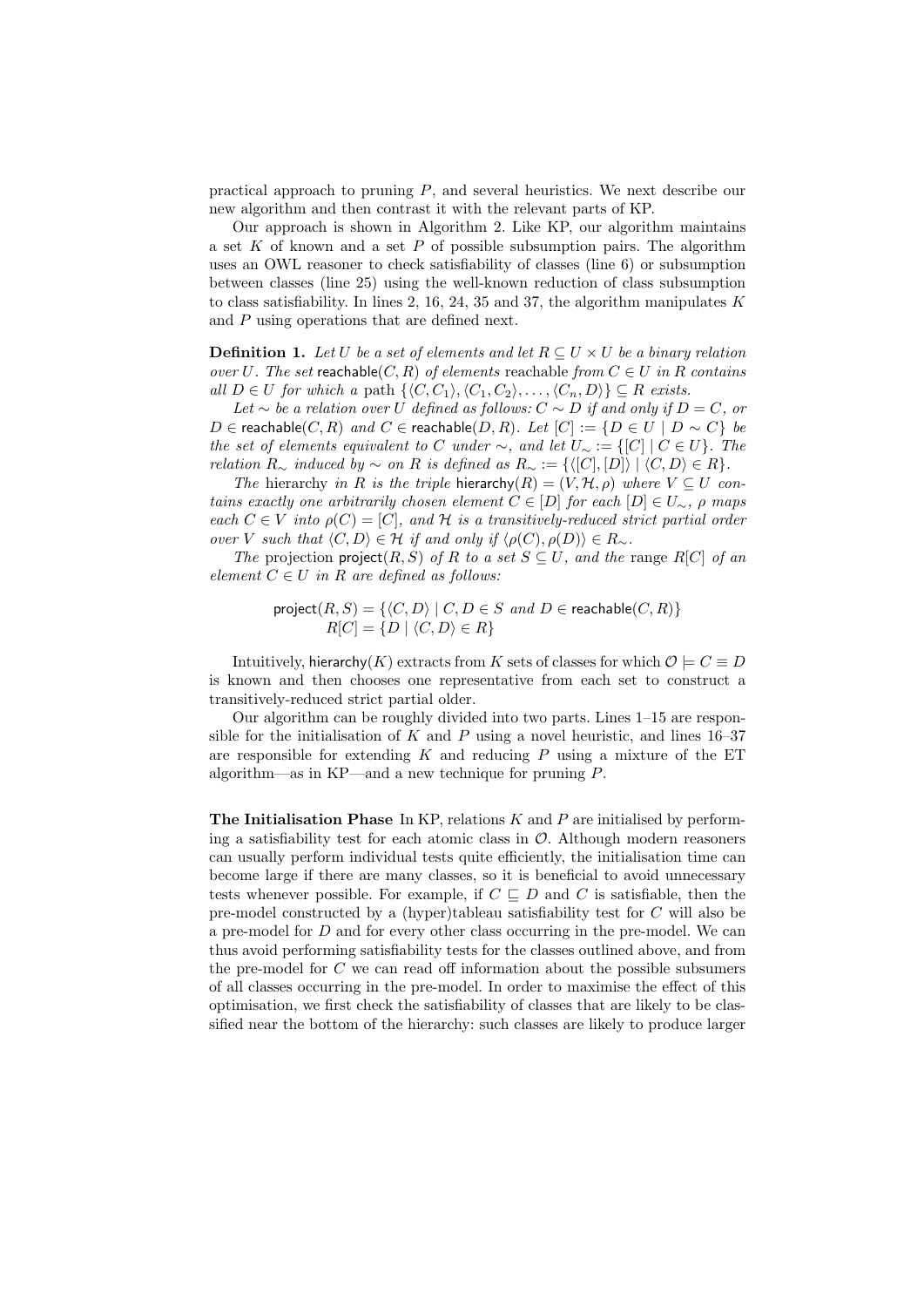practical approach to pruning $P$, and several heuristics. We next describe our new algorithm and then contrast it with the relevant parts of KP.

Our approach is shown in Algorithm 2. Like KP, our algorithm maintains a set $K$ of known and a set $P$ of possible subsumption pairs. The algorithm uses an OWL reasoner to check satisfiability of classes (line 6) or subsumption between classes (line 25) using the well-known reduction of class subsumption to class satisfiability. In lines 2, 16, 24, 35 and 37, the algorithm manipulates $K$ and $P$ using operations that are defined next.

**Definition 1.** *Let $U$ be a set of elements and let $R \subseteq U \times U$ be a binary relation over $U$. The set* $\mathsf{reachable}(C, R)$ *of elements* reachable *from $C \in U$ in $R$ contains all $D \in U$ for which a* path *$\{\langle C, C_1\rangle, \langle C_1, C_2\rangle, \ldots, \langle C_n, D\rangle\} \subseteq R$ exists.*

*Let $\sim$ be a relation over $U$ defined as follows: $C \sim D$ if and only if $D = C$, or $D \in \mathsf{reachable}(C, R)$ and $C \in \mathsf{reachable}(D, R)$. Let $[C] := \{D \in U \mid D \sim C\}$ be the set of elements equivalent to $C$ under $\sim$, and let $U_\sim := \{[C] \mid C \in U\}$. The relation $R_\sim$ induced by $\sim$ on $R$ is defined as $R_\sim := \{\langle [C], [D]\rangle \mid \langle C, D\rangle \in R\}$.*

*The* hierarchy *in $R$ is the triple $\mathsf{hierarchy}(R) = (V, \mathcal{H}, \rho)$ where $V \subseteq U$ contains exactly one arbitrarily chosen element $C \in [D]$ for each $[D] \in U_\sim$, $\rho$ maps each $C \in V$ into $\rho(C) = [C]$, and $\mathcal{H}$ is a transitively-reduced strict partial order over $V$ such that $\langle C, D\rangle \in \mathcal{H}$ if and only if $\langle \rho(C), \rho(D)\rangle \in R_\sim$.*

*The* projection *$\mathsf{project}(R, S)$ of $R$ to a set $S \subseteq U$, and the* range *$R[C]$ of an element $C \in U$ in $R$ are defined as follows:*

$$\mathsf{project}(R, S) = \{\langle C, D\rangle \mid C, D \in S \text{ and } D \in \mathsf{reachable}(C, R)\}$$
$$R[C] = \{D \mid \langle C, D\rangle \in R\}$$

Intuitively, $\mathsf{hierarchy}(K)$ extracts from $K$ sets of classes for which $\mathcal{O} \models C \equiv D$ is known and then chooses one representative from each set to construct a transitively-reduced strict partial older.

Our algorithm can be roughly divided into two parts. Lines 1–15 are responsible for the initialisation of $K$ and $P$ using a novel heuristic, and lines 16–37 are responsible for extending $K$ and reducing $P$ using a mixture of the ET algorithm—as in KP—and a new technique for pruning $P$.

**The Initialisation Phase** In KP, relations $K$ and $P$ are initialised by performing a satisfiability test for each atomic class in $\mathcal{O}$. Although modern reasoners can usually perform individual tests quite efficiently, the initialisation time can become large if there are many classes, so it is beneficial to avoid unnecessary tests whenever possible. For example, if $C \sqsubseteq D$ and $C$ is satisfiable, then the pre-model constructed by a (hyper)tableau satisfiability test for $C$ will also be a pre-model for $D$ and for every other class occurring in the pre-model. We can thus avoid performing satisfiability tests for the classes outlined above, and from the pre-model for $C$ we can read off information about the possible subsumers of all classes occurring in the pre-model. In order to maximise the effect of this optimisation, we first check the satisfiability of classes that are likely to be classified near the bottom of the hierarchy: such classes are likely to produce larger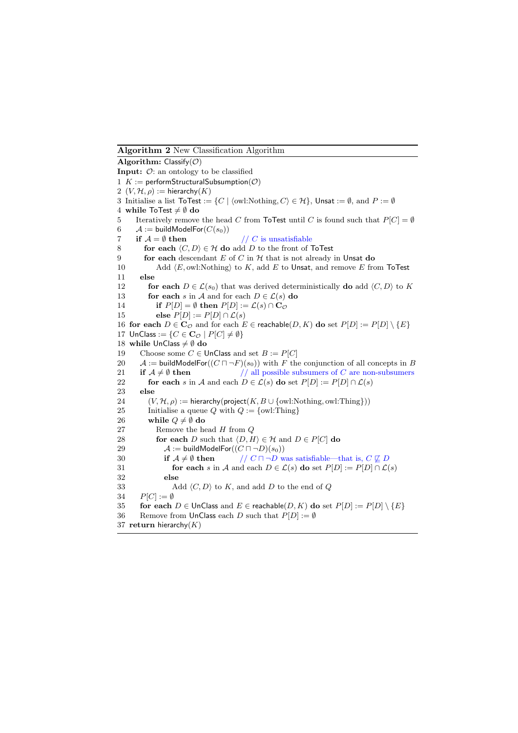**Algorithm 2** New Classification Algorithm

**Algorithm:** Classify($\mathcal{O}$)
**Input:** $\mathcal{O}$: an ontology to be classified

```
1  K := performStructuralSubsumption(O)
2  (V, H, ρ) := hierarchy(K)
3  Initialise a list ToTest := {C | ⟨owl:Nothing, C⟩ ∈ H}, Unsat := ∅, and P := ∅
4  while ToTest ≠ ∅ do
5     Iteratively remove the head C from ToTest until C is found such that P[C] = ∅
6     A := buildModelFor(C(s0))
7     if A = ∅ then                    // C is unsatisfiable
8        for each ⟨C, D⟩ ∈ H do add D to the front of ToTest
9        for each descendant E of C in H that is not already in Unsat do
10          Add ⟨E, owl:Nothing⟩ to K, add E to Unsat, and remove E from ToTest
11    else
12       for each D ∈ L(s0) that was derived deterministically do add ⟨C, D⟩ to K
13       for each s in A and for each D ∈ L(s) do
14          if P[D] = ∅ then P[D] := L(s) ∩ C_O
15          else P[D] := P[D] ∩ L(s)
16 for each D ∈ C_O and for each E ∈ reachable(D, K) do set P[D] := P[D] \ {E}
17 UnClass := {C ∈ C_O | P[C] ≠ ∅}
18 while UnClass ≠ ∅ do
19    Choose some C ∈ UnClass and set B := P[C]
20    A := buildModelFor((C ⊓ ¬F)(s0)) with F the conjunction of all concepts in B
21    if A ≠ ∅ then                    // all possible subsumers of C are non-subsumers
22       for each s in A and each D ∈ L(s) do set P[D] := P[D] ∩ L(s)
23    else
24       (V, H, ρ) := hierarchy(project(K, B ∪ {owl:Nothing, owl:Thing}))
25       Initialise a queue Q with Q := {owl:Thing}
26       while Q ≠ ∅ do
27          Remove the head H from Q
28          for each D such that ⟨D, H⟩ ∈ H and D ∈ P[C] do
29             A := buildModelFor((C ⊓ ¬D)(s0))
30             if A ≠ ∅ then           // C ⊓ ¬D was satisfiable—that is, C ⋢ D
31                for each s in A and each D ∈ L(s) do set P[D] := P[D] ∩ L(s)
32             else
33                Add ⟨C, D⟩ to K, and add D to the end of Q
34    P[C] := ∅
35    for each D ∈ UnClass and E ∈ reachable(D, K) do set P[D] := P[D] \ {E}
36    Remove from UnClass each D such that P[D] := ∅
37 return hierarchy(K)
```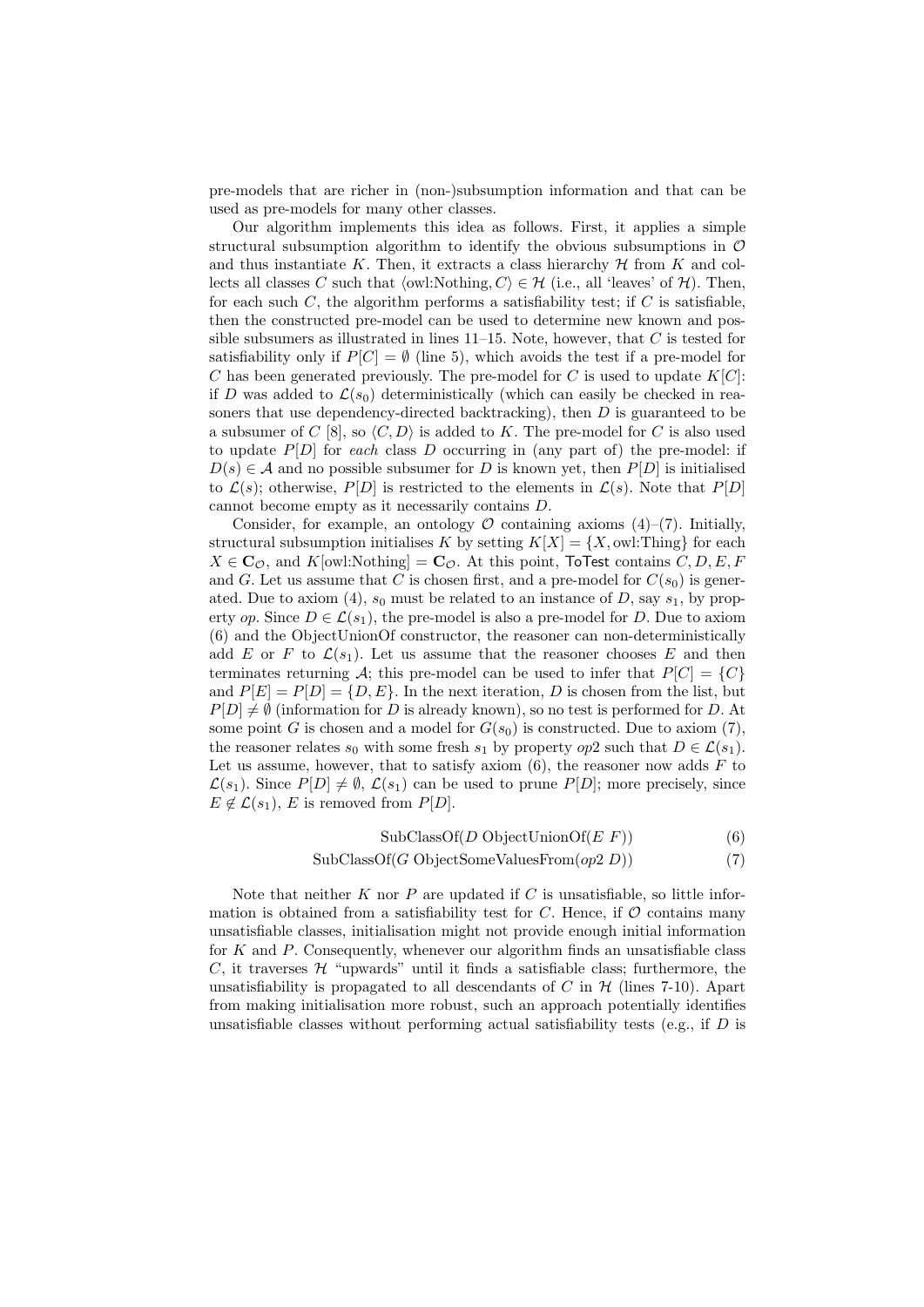pre-models that are richer in (non-)subsumption information and that can be used as pre-models for many other classes.

Our algorithm implements this idea as follows. First, it applies a simple structural subsumption algorithm to identify the obvious subsumptions in $\mathcal{O}$ and thus instantiate $K$. Then, it extracts a class hierarchy $\mathcal{H}$ from $K$ and collects all classes $C$ such that $\langle \text{owl:Nothing}, C \rangle \in \mathcal{H}$ (i.e., all 'leaves' of $\mathcal{H}$). Then, for each such $C$, the algorithm performs a satisfiability test; if $C$ is satisfiable, then the constructed pre-model can be used to determine new known and possible subsumers as illustrated in lines 11–15. Note, however, that $C$ is tested for satisfiability only if $P[C] = \emptyset$ (line 5), which avoids the test if a pre-model for $C$ has been generated previously. The pre-model for $C$ is used to update $K[C]$: if $D$ was added to $\mathcal{L}(s_0)$ deterministically (which can easily be checked in reasoners that use dependency-directed backtracking), then $D$ is guaranteed to be a subsumer of $C$ [8], so $\langle C, D \rangle$ is added to $K$. The pre-model for $C$ is also used to update $P[D]$ for *each* class $D$ occurring in (any part of) the pre-model: if $D(s) \in \mathcal{A}$ and no possible subsumer for $D$ is known yet, then $P[D]$ is initialised to $\mathcal{L}(s)$; otherwise, $P[D]$ is restricted to the elements in $\mathcal{L}(s)$. Note that $P[D]$ cannot become empty as it necessarily contains $D$.

Consider, for example, an ontology $\mathcal{O}$ containing axioms (4)–(7). Initially, structural subsumption initialises $K$ by setting $K[X] = \{X, \text{owl:Thing}\}$ for each $X \in \mathbf{C}_{\mathcal{O}}$, and $K[\text{owl:Nothing}] = \mathbf{C}_{\mathcal{O}}$. At this point, ToTest contains $C, D, E, F$ and $G$. Let us assume that $C$ is chosen first, and a pre-model for $C(s_0)$ is generated. Due to axiom (4), $s_0$ must be related to an instance of $D$, say $s_1$, by property *op*. Since $D \in \mathcal{L}(s_1)$, the pre-model is also a pre-model for $D$. Due to axiom (6) and the ObjectUnionOf constructor, the reasoner can non-deterministically add $E$ or $F$ to $\mathcal{L}(s_1)$. Let us assume that the reasoner chooses $E$ and then terminates returning $\mathcal{A}$; this pre-model can be used to infer that $P[C] = \{C\}$ and $P[E] = P[D] = \{D, E\}$. In the next iteration, $D$ is chosen from the list, but $P[D] \neq \emptyset$ (information for $D$ is already known), so no test is performed for $D$. At some point $G$ is chosen and a model for $G(s_0)$ is constructed. Due to axiom (7), the reasoner relates $s_0$ with some fresh $s_1$ by property *op*2 such that $D \in \mathcal{L}(s_1)$. Let us assume, however, that to satisfy axiom (6), the reasoner now adds $F$ to $\mathcal{L}(s_1)$. Since $P[D] \neq \emptyset$, $\mathcal{L}(s_1)$ can be used to prune $P[D]$; more precisely, since $E \notin \mathcal{L}(s_1)$, $E$ is removed from $P[D]$.

$$\text{SubClassOf}(D \ \text{ObjectUnionOf}(E \ F)) \tag{6}$$

$$\text{SubClassOf}(G \ \text{ObjectSomeValuesFrom}(op2 \ D)) \tag{7}$$

Note that neither $K$ nor $P$ are updated if $C$ is unsatisfiable, so little information is obtained from a satisfiability test for $C$. Hence, if $\mathcal{O}$ contains many unsatisfiable classes, initialisation might not provide enough initial information for $K$ and $P$. Consequently, whenever our algorithm finds an unsatisfiable class $C$, it traverses $\mathcal{H}$ "upwards" until it finds a satisfiable class; furthermore, the unsatisfiability is propagated to all descendants of $C$ in $\mathcal{H}$ (lines 7-10). Apart from making initialisation more robust, such an approach potentially identifies unsatisfiable classes without performing actual satisfiability tests (e.g., if $D$ is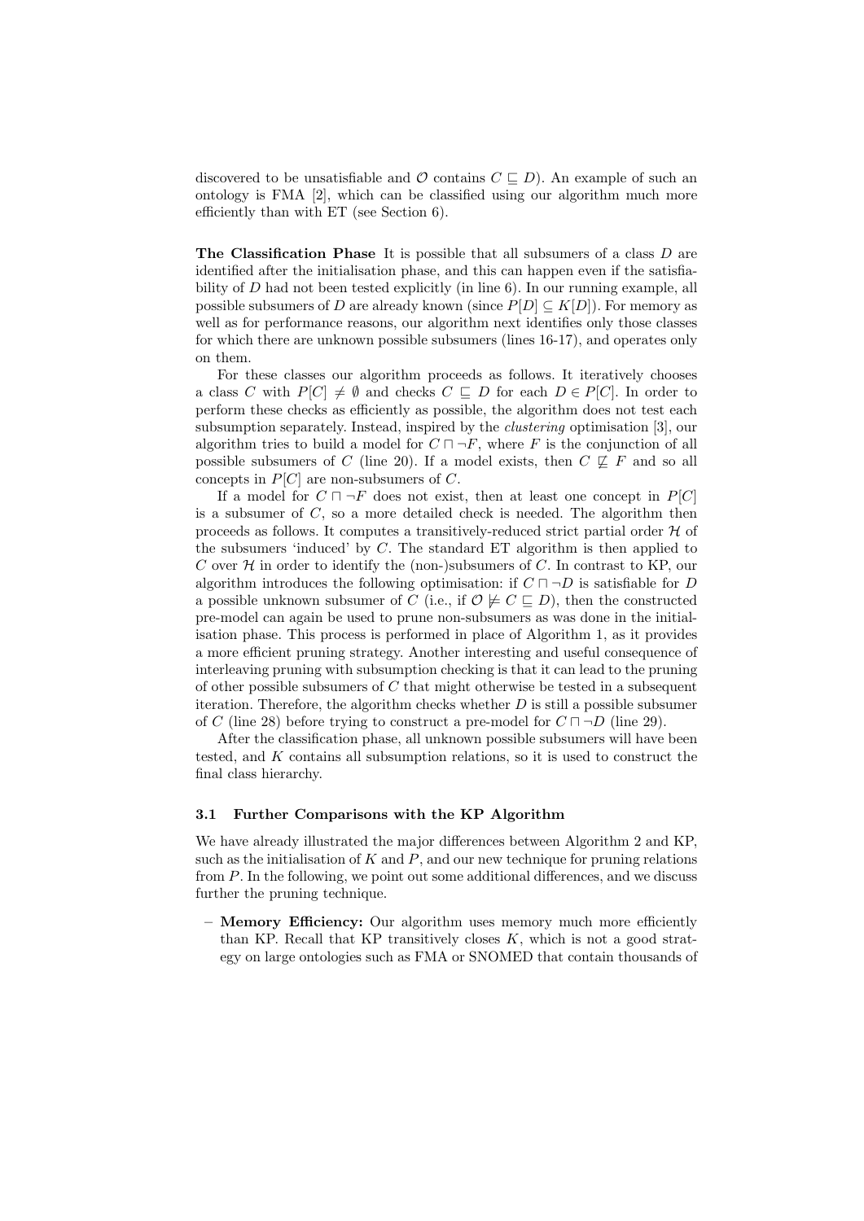discovered to be unsatisfiable and $\mathcal{O}$ contains $C \sqsubseteq D$). An example of such an ontology is FMA [2], which can be classified using our algorithm much more efficiently than with ET (see Section 6).

**The Classification Phase** It is possible that all subsumers of a class $D$ are identified after the initialisation phase, and this can happen even if the satisfiability of $D$ had not been tested explicitly (in line 6). In our running example, all possible subsumers of $D$ are already known (since $P[D] \subseteq K[D]$). For memory as well as for performance reasons, our algorithm next identifies only those classes for which there are unknown possible subsumers (lines 16-17), and operates only on them.

For these classes our algorithm proceeds as follows. It iteratively chooses a class $C$ with $P[C] \neq \emptyset$ and checks $C \sqsubseteq D$ for each $D \in P[C]$. In order to perform these checks as efficiently as possible, the algorithm does not test each subsumption separately. Instead, inspired by the *clustering* optimisation [3], our algorithm tries to build a model for $C \sqcap \neg F$, where $F$ is the conjunction of all possible subsumers of $C$ (line 20). If a model exists, then $C \not\sqsubseteq F$ and so all concepts in $P[C]$ are non-subsumers of $C$.

If a model for $C \sqcap \neg F$ does not exist, then at least one concept in $P[C]$ is a subsumer of $C$, so a more detailed check is needed. The algorithm then proceeds as follows. It computes a transitively-reduced strict partial order $\mathcal{H}$ of the subsumers 'induced' by $C$. The standard ET algorithm is then applied to $C$ over $\mathcal{H}$ in order to identify the (non-)subsumers of $C$. In contrast to KP, our algorithm introduces the following optimisation: if $C \sqcap \neg D$ is satisfiable for $D$ a possible unknown subsumer of $C$ (i.e., if $\mathcal{O} \not\models C \sqsubseteq D$), then the constructed pre-model can again be used to prune non-subsumers as was done in the initialisation phase. This process is performed in place of Algorithm 1, as it provides a more efficient pruning strategy. Another interesting and useful consequence of interleaving pruning with subsumption checking is that it can lead to the pruning of other possible subsumers of $C$ that might otherwise be tested in a subsequent iteration. Therefore, the algorithm checks whether $D$ is still a possible subsumer of $C$ (line 28) before trying to construct a pre-model for $C \sqcap \neg D$ (line 29).

After the classification phase, all unknown possible subsumers will have been tested, and $K$ contains all subsumption relations, so it is used to construct the final class hierarchy.

### 3.1 Further Comparisons with the KP Algorithm

We have already illustrated the major differences between Algorithm 2 and KP, such as the initialisation of $K$ and $P$, and our new technique for pruning relations from $P$. In the following, we point out some additional differences, and we discuss further the pruning technique.

- **Memory Efficiency:** Our algorithm uses memory much more efficiently than KP. Recall that KP transitively closes $K$, which is not a good strategy on large ontologies such as FMA or SNOMED that contain thousands of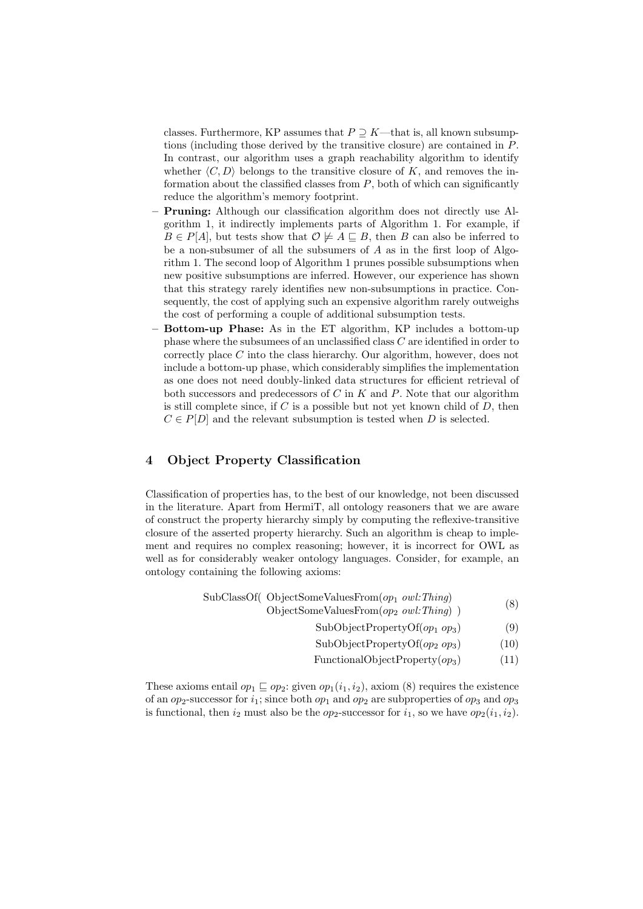classes. Furthermore, KP assumes that $P \supseteq K$—that is, all known subsumptions (including those derived by the transitive closure) are contained in $P$. In contrast, our algorithm uses a graph reachability algorithm to identify whether $\langle C, D \rangle$ belongs to the transitive closure of $K$, and removes the information about the classified classes from $P$, both of which can significantly reduce the algorithm's memory footprint.

- **Pruning:** Although our classification algorithm does not directly use Algorithm 1, it indirectly implements parts of Algorithm 1. For example, if $B \in P[A]$, but tests show that $\mathcal{O} \not\models A \sqsubseteq B$, then $B$ can also be inferred to be a non-subsumer of all the subsumers of $A$ as in the first loop of Algorithm 1. The second loop of Algorithm 1 prunes possible subsumptions when new positive subsumptions are inferred. However, our experience has shown that this strategy rarely identifies new non-subsumptions in practice. Consequently, the cost of applying such an expensive algorithm rarely outweighs the cost of performing a couple of additional subsumption tests.
- **Bottom-up Phase:** As in the ET algorithm, KP includes a bottom-up phase where the subsumees of an unclassified class $C$ are identified in order to correctly place $C$ into the class hierarchy. Our algorithm, however, does not include a bottom-up phase, which considerably simplifies the implementation as one does not need doubly-linked data structures for efficient retrieval of both successors and predecessors of $C$ in $K$ and $P$. Note that our algorithm is still complete since, if $C$ is a possible but not yet known child of $D$, then $C \in P[D]$ and the relevant subsumption is tested when $D$ is selected.

## 4 Object Property Classification

Classification of properties has, to the best of our knowledge, not been discussed in the literature. Apart from HermiT, all ontology reasoners that we are aware of construct the property hierarchy simply by computing the reflexive-transitive closure of the asserted property hierarchy. Such an algorithm is cheap to implement and requires no complex reasoning; however, it is incorrect for OWL as well as for considerably weaker ontology languages. Consider, for example, an ontology containing the following axioms:

$$\begin{array}{l} \text{SubClassOf( ObjectSomeValuesFrom(}op_1\ \textit{owl:Thing}) \\ \qquad\qquad \text{ObjectSomeValuesFrom(}op_2\ \textit{owl:Thing})\ ) \end{array} \tag{8}$$

$$\text{SubObjectPropertyOf}(op_1\ op_3) \tag{9}$$

$$\text{SubObjectPropertyOf}(op_2\ op_3) \tag{10}$$

$$\text{FunctionalObjectProperty}(op_3) \tag{11}$$

These axioms entail $op_1 \sqsubseteq op_2$: given $op_1(i_1, i_2)$, axiom (8) requires the existence of an $op_2$-successor for $i_1$; since both $op_1$ and $op_2$ are subproperties of $op_3$ and $op_3$ is functional, then $i_2$ must also be the $op_2$-successor for $i_1$, so we have $op_2(i_1, i_2)$.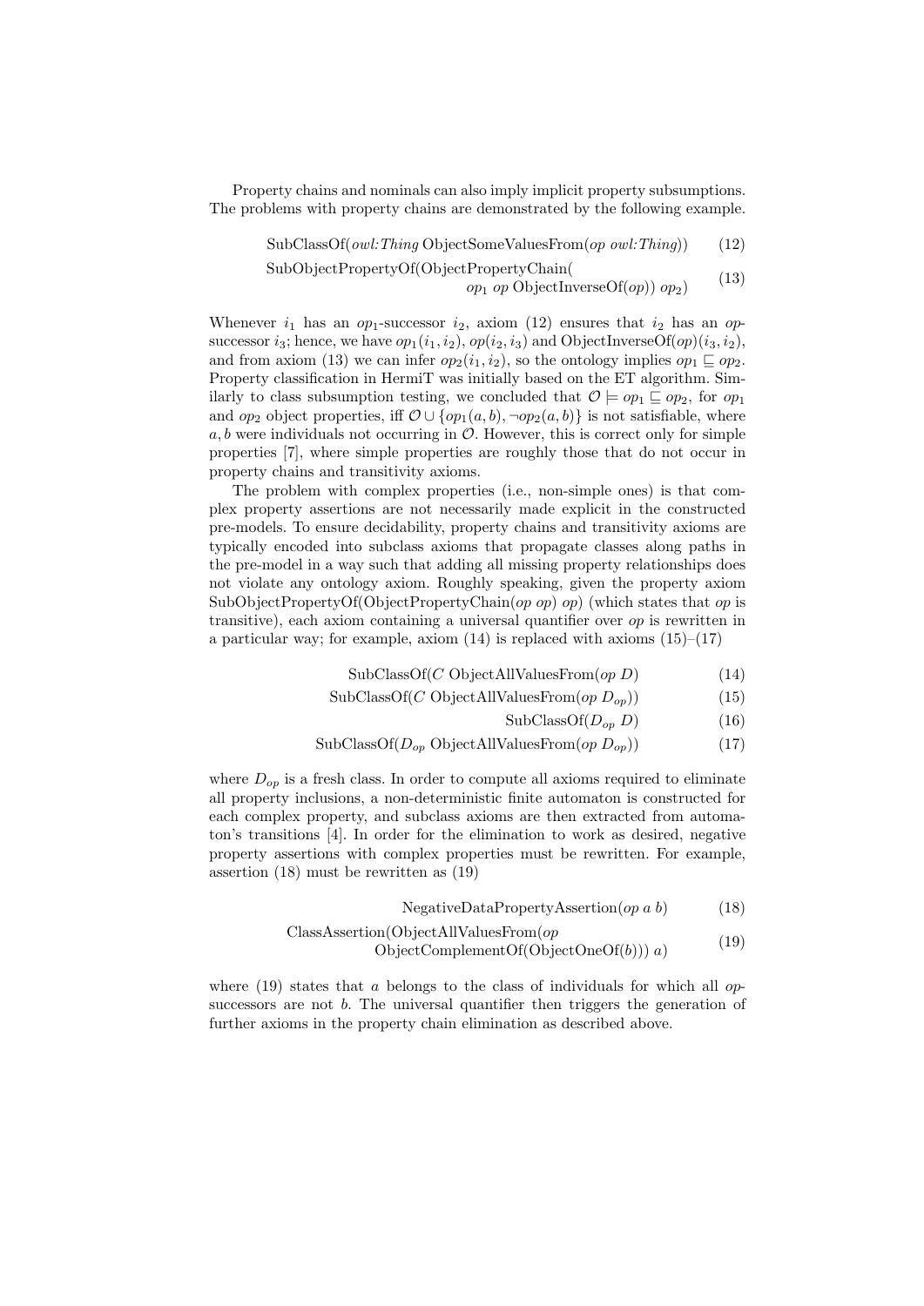Property chains and nominals can also imply implicit property subsumptions. The problems with property chains are demonstrated by the following example.

$$\text{SubClassOf}(\textit{owl:Thing}\ \text{ObjectSomeValuesFrom}(\textit{op}\ \textit{owl:Thing})) \tag{12}$$

$$\text{SubObjectPropertyOf}(\text{ObjectPropertyChain}(\textit{op}_1\ \textit{op}\ \text{ObjectInverseOf}(\textit{op}))\ \textit{op}_2) \tag{13}$$

Whenever $i_1$ has an $op_1$-successor $i_2$, axiom (12) ensures that $i_2$ has an *op*-successor $i_3$; hence, we have $op_1(i_1, i_2)$, $op(i_2, i_3)$ and $\text{ObjectInverseOf}(op)(i_3, i_2)$, and from axiom (13) we can infer $op_2(i_1, i_2)$, so the ontology implies $op_1 \sqsubseteq op_2$. Property classification in HermiT was initially based on the ET algorithm. Similarly to class subsumption testing, we concluded that $\mathcal{O} \models op_1 \sqsubseteq op_2$, for $op_1$ and $op_2$ object properties, iff $\mathcal{O} \cup \{op_1(a, b), \neg op_2(a, b)\}$ is not satisfiable, where $a, b$ were individuals not occurring in $\mathcal{O}$. However, this is correct only for simple properties [7], where simple properties are roughly those that do not occur in property chains and transitivity axioms.

The problem with complex properties (i.e., non-simple ones) is that complex property assertions are not necessarily made explicit in the constructed pre-models. To ensure decidability, property chains and transitivity axioms are typically encoded into subclass axioms that propagate classes along paths in the pre-model in a way such that adding all missing property relationships does not violate any ontology axiom. Roughly speaking, given the property axiom SubObjectPropertyOf(ObjectPropertyChain(*op op*) *op*) (which states that *op* is transitive), each axiom containing a universal quantifier over *op* is rewritten in a particular way; for example, axiom (14) is replaced with axioms (15)–(17)

$$\text{SubClassOf}(C\ \text{ObjectAllValuesFrom}(\textit{op}\ D)) \tag{14}$$

$$\text{SubClassOf}(C\ \text{ObjectAllValuesFrom}(\textit{op}\ D_{op})) \tag{15}$$

$$\text{SubClassOf}(D_{op}\ D) \tag{16}$$

$$\text{SubClassOf}(D_{op}\ \text{ObjectAllValuesFrom}(\textit{op}\ D_{op})) \tag{17}$$

where $D_{op}$ is a fresh class. In order to compute all axioms required to eliminate all property inclusions, a non-deterministic finite automaton is constructed for each complex property, and subclass axioms are then extracted from automaton's transitions [4]. In order for the elimination to work as desired, negative property assertions with complex properties must be rewritten. For example, assertion (18) must be rewritten as (19)

$$\text{NegativeDataPropertyAssertion}(\textit{op}\ a\ b) \tag{18}$$

$$\text{ClassAssertion}(\text{ObjectAllValuesFrom}(\textit{op}\ \text{ObjectComplementOf}(\text{ObjectOneOf}(b)))\ a) \tag{19}$$

where (19) states that $a$ belongs to the class of individuals for which all *op*-successors are not $b$. The universal quantifier then triggers the generation of further axioms in the property chain elimination as described above.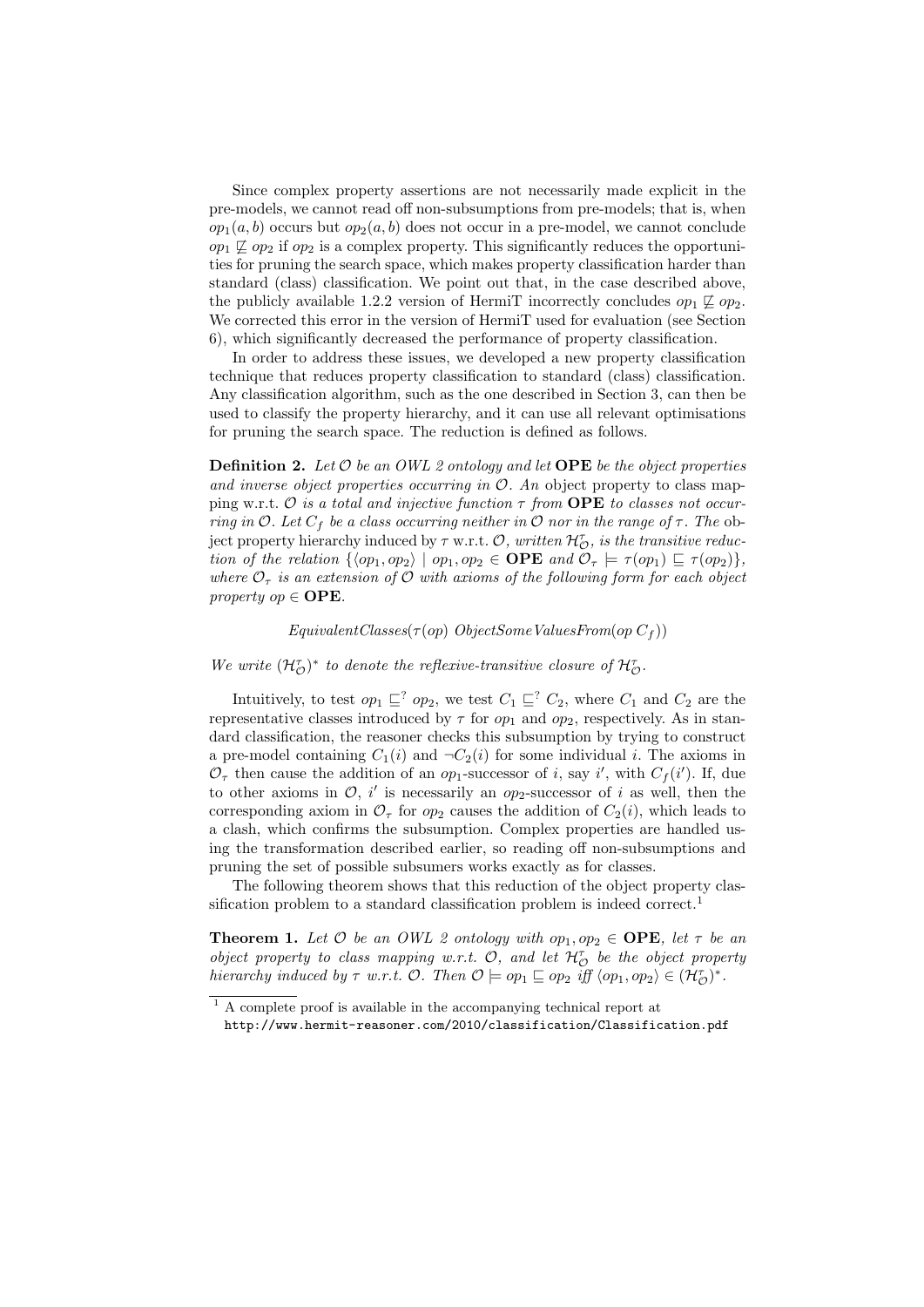Since complex property assertions are not necessarily made explicit in the pre-models, we cannot read off non-subsumptions from pre-models; that is, when $op_1(a, b)$ occurs but $op_2(a, b)$ does not occur in a pre-model, we cannot conclude $op_1 \not\sqsubseteq op_2$ if $op_2$ is a complex property. This significantly reduces the opportunities for pruning the search space, which makes property classification harder than standard (class) classification. We point out that, in the case described above, the publicly available 1.2.2 version of HermiT incorrectly concludes $op_1 \not\sqsubseteq op_2$. We corrected this error in the version of HermiT used for evaluation (see Section 6), which significantly decreased the performance of property classification.

In order to address these issues, we developed a new property classification technique that reduces property classification to standard (class) classification. Any classification algorithm, such as the one described in Section 3, can then be used to classify the property hierarchy, and it can use all relevant optimisations for pruning the search space. The reduction is defined as follows.

**Definition 2.** *Let $\mathcal{O}$ be an OWL 2 ontology and let* $\mathbf{OPE}$ *be the object properties and inverse object properties occurring in $\mathcal{O}$. An* object property to class mapping *w.r.t. $\mathcal{O}$ is a total and injective function $\tau$ from* $\mathbf{OPE}$ *to classes not occurring in $\mathcal{O}$. Let $C_f$ be a class occurring neither in $\mathcal{O}$ nor in the range of $\tau$. The* object property hierarchy induced by $\tau$ w.r.t. $\mathcal{O}$, *written $\mathcal{H}^\tau_\mathcal{O}$, is the transitive reduction of the relation $\{\langle op_1, op_2 \rangle \mid op_1, op_2 \in \mathbf{OPE}$ and $\mathcal{O}_\tau \models \tau(op_1) \sqsubseteq \tau(op_2)\}$, where $\mathcal{O}_\tau$ is an extension of $\mathcal{O}$ with axioms of the following form for each object property $op \in \mathbf{OPE}$.*

$$EquivalentClasses(\tau(op)\ ObjectSomeValuesFrom(op\ C_f))$$

*We write $(\mathcal{H}^\tau_\mathcal{O})^*$ to denote the reflexive-transitive closure of $\mathcal{H}^\tau_\mathcal{O}$.*

Intuitively, to test $op_1 \sqsubseteq^? op_2$, we test $C_1 \sqsubseteq^? C_2$, where $C_1$ and $C_2$ are the representative classes introduced by $\tau$ for $op_1$ and $op_2$, respectively. As in standard classification, the reasoner checks this subsumption by trying to construct a pre-model containing $C_1(i)$ and $\neg C_2(i)$ for some individual $i$. The axioms in $\mathcal{O}_\tau$ then cause the addition of an $op_1$-successor of $i$, say $i'$, with $C_f(i')$. If, due to other axioms in $\mathcal{O}$, $i'$ is necessarily an $op_2$-successor of $i$ as well, then the corresponding axiom in $\mathcal{O}_\tau$ for $op_2$ causes the addition of $C_2(i)$, which leads to a clash, which confirms the subsumption. Complex properties are handled using the transformation described earlier, so reading off non-subsumptions and pruning the set of possible subsumers works exactly as for classes.

The following theorem shows that this reduction of the object property classification problem to a standard classification problem is indeed correct.[1]

**Theorem 1.** *Let $\mathcal{O}$ be an OWL 2 ontology with $op_1, op_2 \in$* $\mathbf{OPE}$*, let $\tau$ be an object property to class mapping w.r.t. $\mathcal{O}$, and let $\mathcal{H}^\tau_\mathcal{O}$ be the object property hierarchy induced by $\tau$ w.r.t. $\mathcal{O}$. Then $\mathcal{O} \models op_1 \sqsubseteq op_2$ iff $\langle op_1, op_2 \rangle \in (\mathcal{H}^\tau_\mathcal{O})^*$.*

[1] A complete proof is available in the accompanying technical report at http://www.hermit-reasoner.com/2010/classification/Classification.pdf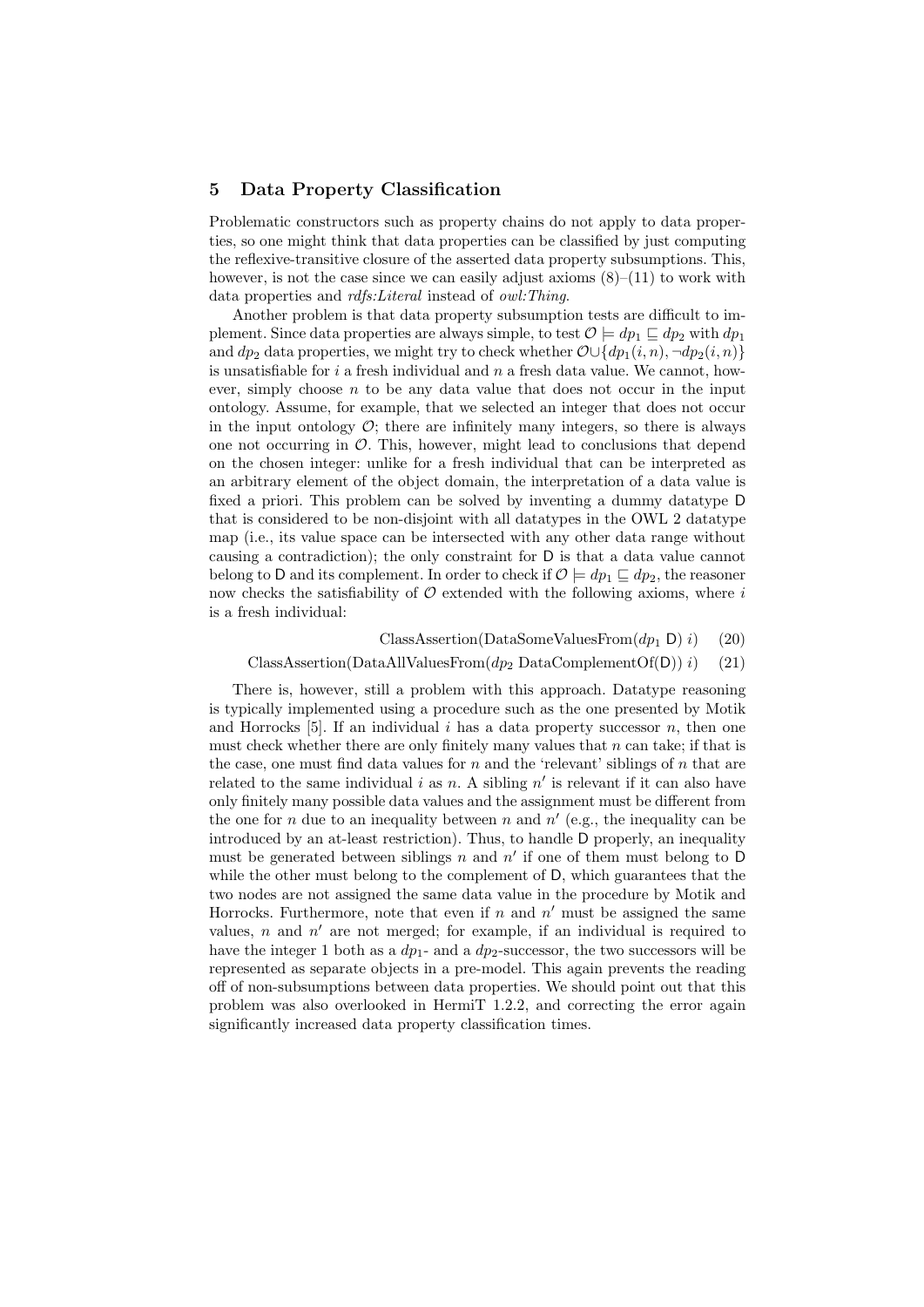## 5 Data Property Classification

Problematic constructors such as property chains do not apply to data properties, so one might think that data properties can be classified by just computing the reflexive-transitive closure of the asserted data property subsumptions. This, however, is not the case since we can easily adjust axioms (8)–(11) to work with data properties and *rdfs:Literal* instead of *owl:Thing*.

Another problem is that data property subsumption tests are difficult to implement. Since data properties are always simple, to test $\mathcal{O} \models dp_1 \sqsubseteq dp_2$ with $dp_1$ and $dp_2$ data properties, we might try to check whether $\mathcal{O} \cup \{dp_1(i, n), \neg dp_2(i, n)\}$ is unsatisfiable for $i$ a fresh individual and $n$ a fresh data value. We cannot, however, simply choose $n$ to be any data value that does not occur in the input ontology. Assume, for example, that we selected an integer that does not occur in the input ontology $\mathcal{O}$; there are infinitely many integers, so there is always one not occurring in $\mathcal{O}$. This, however, might lead to conclusions that depend on the chosen integer: unlike for a fresh individual that can be interpreted as an arbitrary element of the object domain, the interpretation of a data value is fixed a priori. This problem can be solved by inventing a dummy datatype $\mathsf{D}$ that is considered to be non-disjoint with all datatypes in the OWL 2 datatype map (i.e., its value space can be intersected with any other data range without causing a contradiction); the only constraint for $\mathsf{D}$ is that a data value cannot belong to $\mathsf{D}$ and its complement. In order to check if $\mathcal{O} \models dp_1 \sqsubseteq dp_2$, the reasoner now checks the satisfiability of $\mathcal{O}$ extended with the following axioms, where $i$ is a fresh individual:

$$\text{ClassAssertion}(\text{DataSomeValuesFrom}(dp_1\ \mathsf{D})\ i) \quad (20)$$

$$\text{ClassAssertion}(\text{DataAllValuesFrom}(dp_2\ \text{DataComplementOf}(\mathsf{D}))\ i) \quad (21)$$

There is, however, still a problem with this approach. Datatype reasoning is typically implemented using a procedure such as the one presented by Motik and Horrocks [5]. If an individual $i$ has a data property successor $n$, then one must check whether there are only finitely many values that $n$ can take; if that is the case, one must find data values for $n$ and the 'relevant' siblings of $n$ that are related to the same individual $i$ as $n$. A sibling $n'$ is relevant if it can also have only finitely many possible data values and the assignment must be different from the one for $n$ due to an inequality between $n$ and $n'$ (e.g., the inequality can be introduced by an at-least restriction). Thus, to handle $\mathsf{D}$ properly, an inequality must be generated between siblings $n$ and $n'$ if one of them must belong to $\mathsf{D}$ while the other must belong to the complement of $\mathsf{D}$, which guarantees that the two nodes are not assigned the same data value in the procedure by Motik and Horrocks. Furthermore, note that even if $n$ and $n'$ must be assigned the same values, $n$ and $n'$ are not merged; for example, if an individual is required to have the integer 1 both as a $dp_1$- and a $dp_2$-successor, the two successors will be represented as separate objects in a pre-model. This again prevents the reading off of non-subsumptions between data properties. We should point out that this problem was also overlooked in HermiT 1.2.2, and correcting the error again significantly increased data property classification times.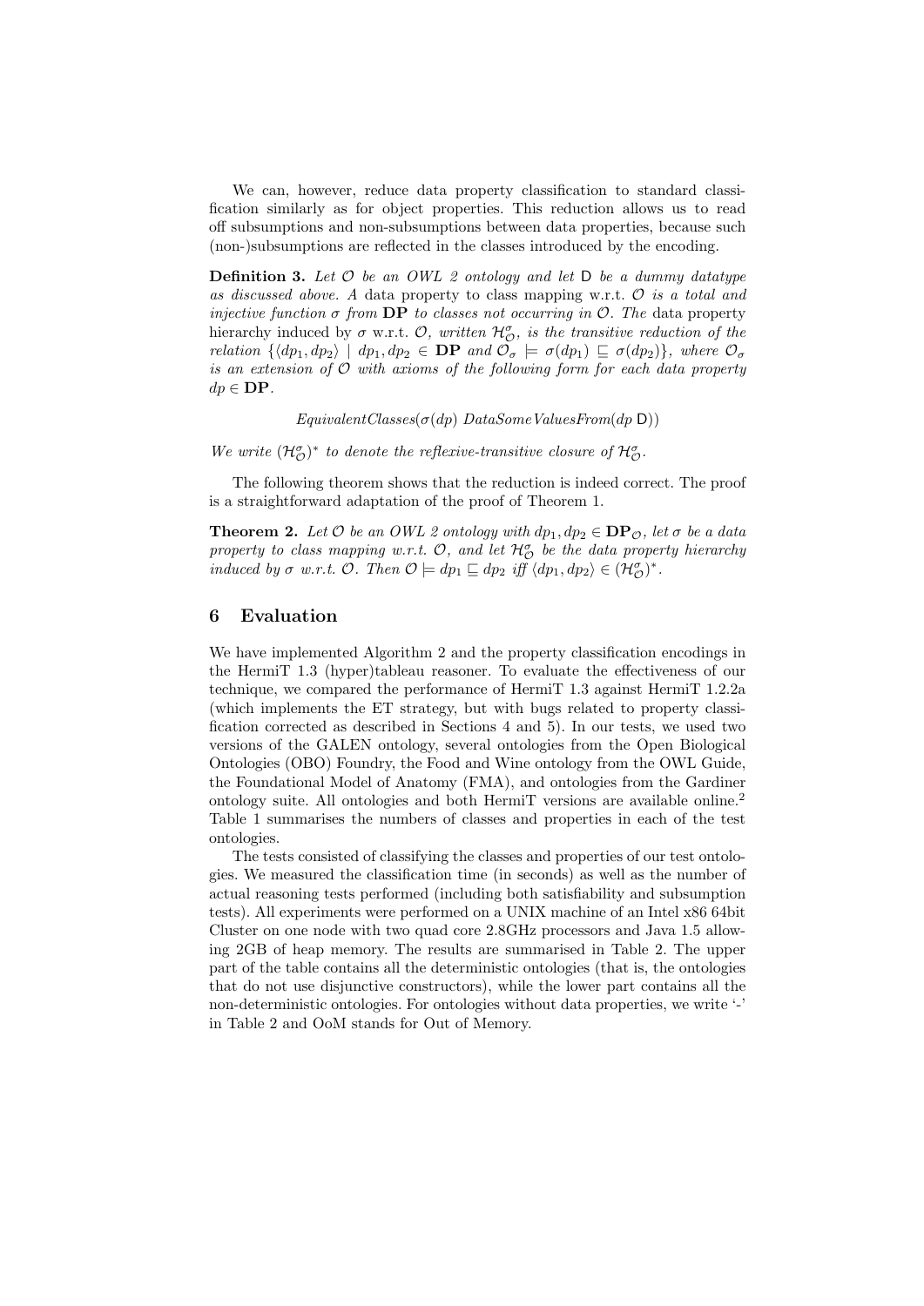We can, however, reduce data property classification to standard classification similarly as for object properties. This reduction allows us to read off subsumptions and non-subsumptions between data properties, because such (non-)subsumptions are reflected in the classes introduced by the encoding.

**Definition 3.** *Let $\mathcal{O}$ be an OWL 2 ontology and let* $\mathsf{D}$ *be a dummy datatype as discussed above. A* data property to class mapping w.r.t. $\mathcal{O}$ *is a total and injective function $\sigma$ from* $\mathbf{DP}$ *to classes not occurring in $\mathcal{O}$. The* data property hierarchy induced by $\sigma$ w.r.t. $\mathcal{O}$, *written $\mathcal{H}^{\sigma}_{\mathcal{O}}$, is the transitive reduction of the relation $\{\langle dp_1, dp_2\rangle \mid dp_1, dp_2 \in \mathbf{DP}$ and $\mathcal{O}_\sigma \models \sigma(dp_1) \sqsubseteq \sigma(dp_2)\}$, where $\mathcal{O}_\sigma$ is an extension of $\mathcal{O}$ with axioms of the following form for each data property $dp \in \mathbf{DP}$.*

$$EquivalentClasses(\sigma(dp)\ DataSomeValuesFrom(dp\ \mathsf{D}))$$

*We write $(\mathcal{H}^{\sigma}_{\mathcal{O}})^*$ to denote the reflexive-transitive closure of $\mathcal{H}^{\sigma}_{\mathcal{O}}$.*

The following theorem shows that the reduction is indeed correct. The proof is a straightforward adaptation of the proof of Theorem 1.

**Theorem 2.** *Let $\mathcal{O}$ be an OWL 2 ontology with $dp_1, dp_2 \in \mathbf{DP}_{\mathcal{O}}$, let $\sigma$ be a data property to class mapping w.r.t. $\mathcal{O}$, and let $\mathcal{H}^{\sigma}_{\mathcal{O}}$ be the data property hierarchy induced by $\sigma$ w.r.t. $\mathcal{O}$. Then $\mathcal{O} \models dp_1 \sqsubseteq dp_2$ iff $\langle dp_1, dp_2\rangle \in (\mathcal{H}^{\sigma}_{\mathcal{O}})^*$.*

## 6 Evaluation

We have implemented Algorithm 2 and the property classification encodings in the HermiT 1.3 (hyper)tableau reasoner. To evaluate the effectiveness of our technique, we compared the performance of HermiT 1.3 against HermiT 1.2.2a (which implements the ET strategy, but with bugs related to property classification corrected as described in Sections 4 and 5). In our tests, we used two versions of the GALEN ontology, several ontologies from the Open Biological Ontologies (OBO) Foundry, the Food and Wine ontology from the OWL Guide, the Foundational Model of Anatomy (FMA), and ontologies from the Gardiner ontology suite. All ontologies and both HermiT versions are available online.[2] Table 1 summarises the numbers of classes and properties in each of the test ontologies.

The tests consisted of classifying the classes and properties of our test ontologies. We measured the classification time (in seconds) as well as the number of actual reasoning tests performed (including both satisfiability and subsumption tests). All experiments were performed on a UNIX machine of an Intel x86 64bit Cluster on one node with two quad core 2.8GHz processors and Java 1.5 allowing 2GB of heap memory. The results are summarised in Table 2. The upper part of the table contains all the deterministic ontologies (that is, the ontologies that do not use disjunctive constructors), while the lower part contains all the non-deterministic ontologies. For ontologies without data properties, we write '-' in Table 2 and OoM stands for Out of Memory.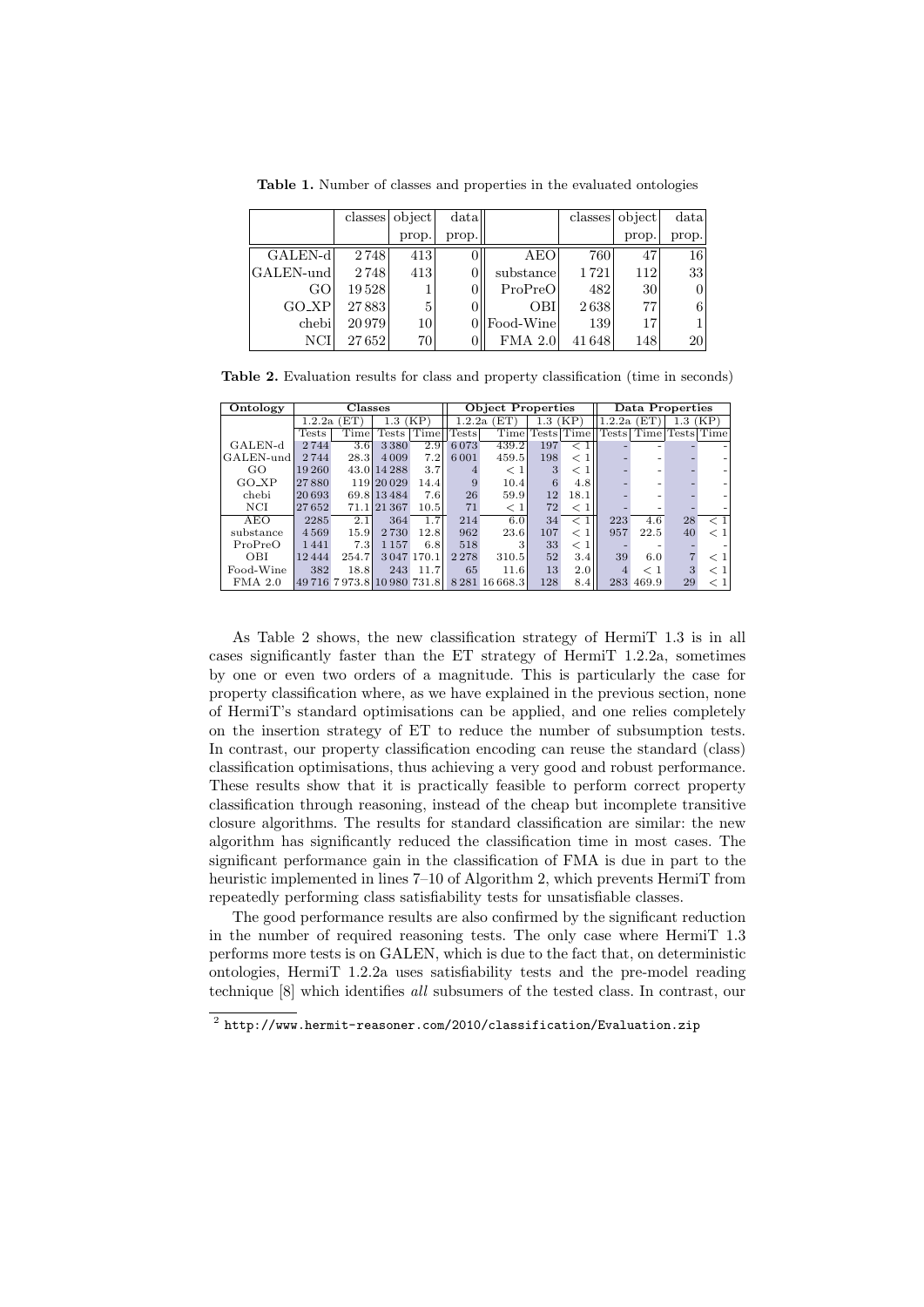**Table 1.** Number of classes and properties in the evaluated ontologies

| | classes | object prop. | data prop. | | classes | object prop. | data prop. |
|---|---|---|---|---|---|---|---|
| GALEN-d | 2 748 | 413 | 0 | AEO | 760 | 47 | 16 |
| GALEN-und | 2 748 | 413 | 0 | substance | 1 721 | 112 | 33 |
| GO | 19 528 | 1 | 0 | ProPreO | 482 | 30 | 0 |
| GO_XP | 27 883 | 5 | 0 | OBI | 2 638 | 77 | 6 |
| chebi | 20 979 | 10 | 0 | Food-Wine | 139 | 17 | 1 |
| NCI | 27 652 | 70 | 0 | FMA 2.0 | 41 648 | 148 | 20 |

**Table 2.** Evaluation results for class and property classification (time in seconds)

| Ontology | Classes | | | | Object Properties | | | | Data Properties | | | |
|---|---|---|---|---|---|---|---|---|---|---|---|---|
| | 1.2.2a (ET) | | 1.3 (KP) | | 1.2.2a (ET) | | 1.3 (KP) | | 1.2.2a (ET) | | 1.3 (KP) | |
| | Tests | Time | Tests | Time | Tests | Time | Tests | Time | Tests | Time | Tests | Time |
| GALEN-d | 2 744 | 3.6 | 3 380 | 2.9 | 6 073 | 439.2 | 197 | < 1 | - | - | - | - |
| GALEN-und | 2 744 | 28.3 | 4 009 | 7.2 | 6 001 | 459.5 | 198 | < 1 | - | - | - | - |
| GO | 19 260 | 43.0 | 14 288 | 3.7 | 4 | < 1 | 3 | < 1 | - | - | - | - |
| GO_XP | 27 880 | 119 | 20 029 | 14.4 | 9 | 10.4 | 6 | 4.8 | - | - | - | - |
| chebi | 20 693 | 69.8 | 13 484 | 7.6 | 26 | 59.9 | 12 | 18.1 | - | - | - | - |
| NCI | 27 652 | 71.1 | 21 367 | 10.5 | 71 | < 1 | 72 | < 1 | - | - | - | - |
| AEO | 2285 | 2.1 | 364 | 1.7 | 214 | 6.0 | 34 | < 1 | 223 | 4.6 | 28 | < 1 |
| substance | 4 569 | 15.9 | 2 730 | 12.8 | 962 | 23.6 | 107 | < 1 | 957 | 22.5 | 40 | < 1 |
| ProPreO | 1 441 | 7.3 | 1 157 | 6.8 | 518 | 3 | 33 | < 1 | - | - | - | - |
| OBI | 12 444 | 254.7 | 3 047 | 170.1 | 2 278 | 310.5 | 52 | 3.4 | 39 | 6.0 | 7 | < 1 |
| Food-Wine | 382 | 18.8 | 243 | 11.7 | 65 | 11.6 | 13 | 2.0 | 4 | < 1 | 3 | < 1 |
| FMA 2.0 | 49 716 | 7 973.8 | 10 980 | 731.8 | 8 281 | 16 668.3 | 128 | 8.4 | 283 | 469.9 | 29 | < 1 |

As Table 2 shows, the new classification strategy of HermiT 1.3 is in all cases significantly faster than the ET strategy of HermiT 1.2.2a, sometimes by one or even two orders of a magnitude. This is particularly the case for property classification where, as we have explained in the previous section, none of HermiT's standard optimisations can be applied, and one relies completely on the insertion strategy of ET to reduce the number of subsumption tests. In contrast, our property classification encoding can reuse the standard (class) classification optimisations, thus achieving a very good and robust performance. These results show that it is practically feasible to perform correct property classification through reasoning, instead of the cheap but incomplete transitive closure algorithms. The results for standard classification are similar: the new algorithm has significantly reduced the classification time in most cases. The significant performance gain in the classification of FMA is due in part to the heuristic implemented in lines 7–10 of Algorithm 2, which prevents HermiT from repeatedly performing class satisfiability tests for unsatisfiable classes.

The good performance results are also confirmed by the significant reduction in the number of required reasoning tests. The only case where HermiT 1.3 performs more tests is on GALEN, which is due to the fact that, on deterministic ontologies, HermiT 1.2.2a uses satisfiability tests and the pre-model reading technique [8] which identifies *all* subsumers of the tested class. In contrast, our

[2] `http://www.hermit-reasoner.com/2010/classification/Evaluation.zip`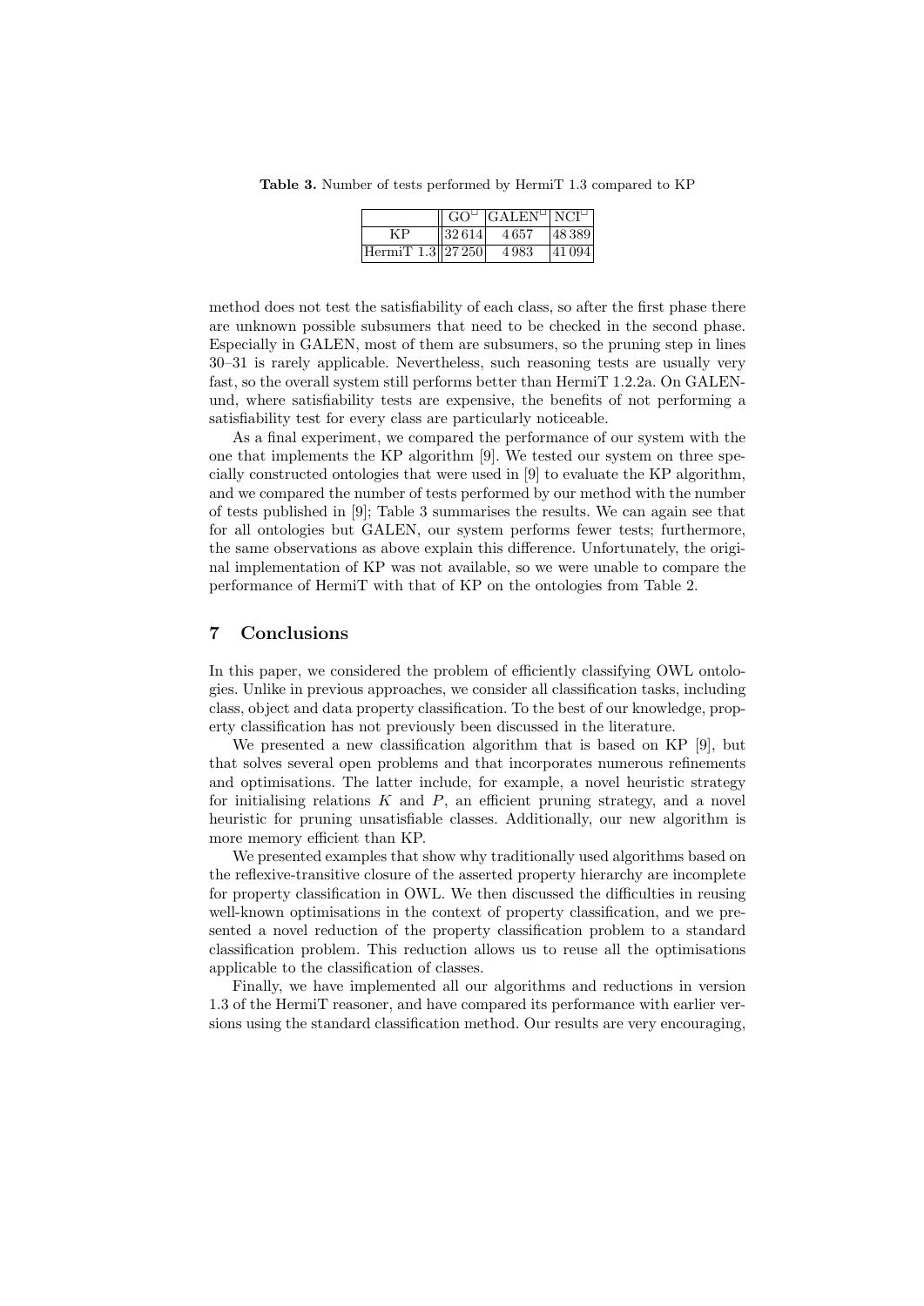**Table 3.** Number of tests performed by HermiT 1.3 compared to KP

| | GO$^{\sqcup}$ | GALEN$^{\sqcup}$ | NCI$^{\sqcup}$ |
|---|---|---|---|
| KP | 32 614 | 4 657 | 48 389 |
| HermiT 1.3 | 27 250 | 4 983 | 41 094 |

method does not test the satisfiability of each class, so after the first phase there are unknown possible subsumers that need to be checked in the second phase. Especially in GALEN, most of them are subsumers, so the pruning step in lines 30–31 is rarely applicable. Nevertheless, such reasoning tests are usually very fast, so the overall system still performs better than HermiT 1.2.2a. On GALEN-und, where satisfiability tests are expensive, the benefits of not performing a satisfiability test for every class are particularly noticeable.

As a final experiment, we compared the performance of our system with the one that implements the KP algorithm [9]. We tested our system on three specially constructed ontologies that were used in [9] to evaluate the KP algorithm, and we compared the number of tests performed by our method with the number of tests published in [9]; Table 3 summarises the results. We can again see that for all ontologies but GALEN, our system performs fewer tests; furthermore, the same observations as above explain this difference. Unfortunately, the original implementation of KP was not available, so we were unable to compare the performance of HermiT with that of KP on the ontologies from Table 2.

## 7 Conclusions

In this paper, we considered the problem of efficiently classifying OWL ontologies. Unlike in previous approaches, we consider all classification tasks, including class, object and data property classification. To the best of our knowledge, property classification has not previously been discussed in the literature.

We presented a new classification algorithm that is based on KP [9], but that solves several open problems and that incorporates numerous refinements and optimisations. The latter include, for example, a novel heuristic strategy for initialising relations $K$ and $P$, an efficient pruning strategy, and a novel heuristic for pruning unsatisfiable classes. Additionally, our new algorithm is more memory efficient than KP.

We presented examples that show why traditionally used algorithms based on the reflexive-transitive closure of the asserted property hierarchy are incomplete for property classification in OWL. We then discussed the difficulties in reusing well-known optimisations in the context of property classification, and we presented a novel reduction of the property classification problem to a standard classification problem. This reduction allows us to reuse all the optimisations applicable to the classification of classes.

Finally, we have implemented all our algorithms and reductions in version 1.3 of the HermiT reasoner, and have compared its performance with earlier versions using the standard classification method. Our results are very encouraging,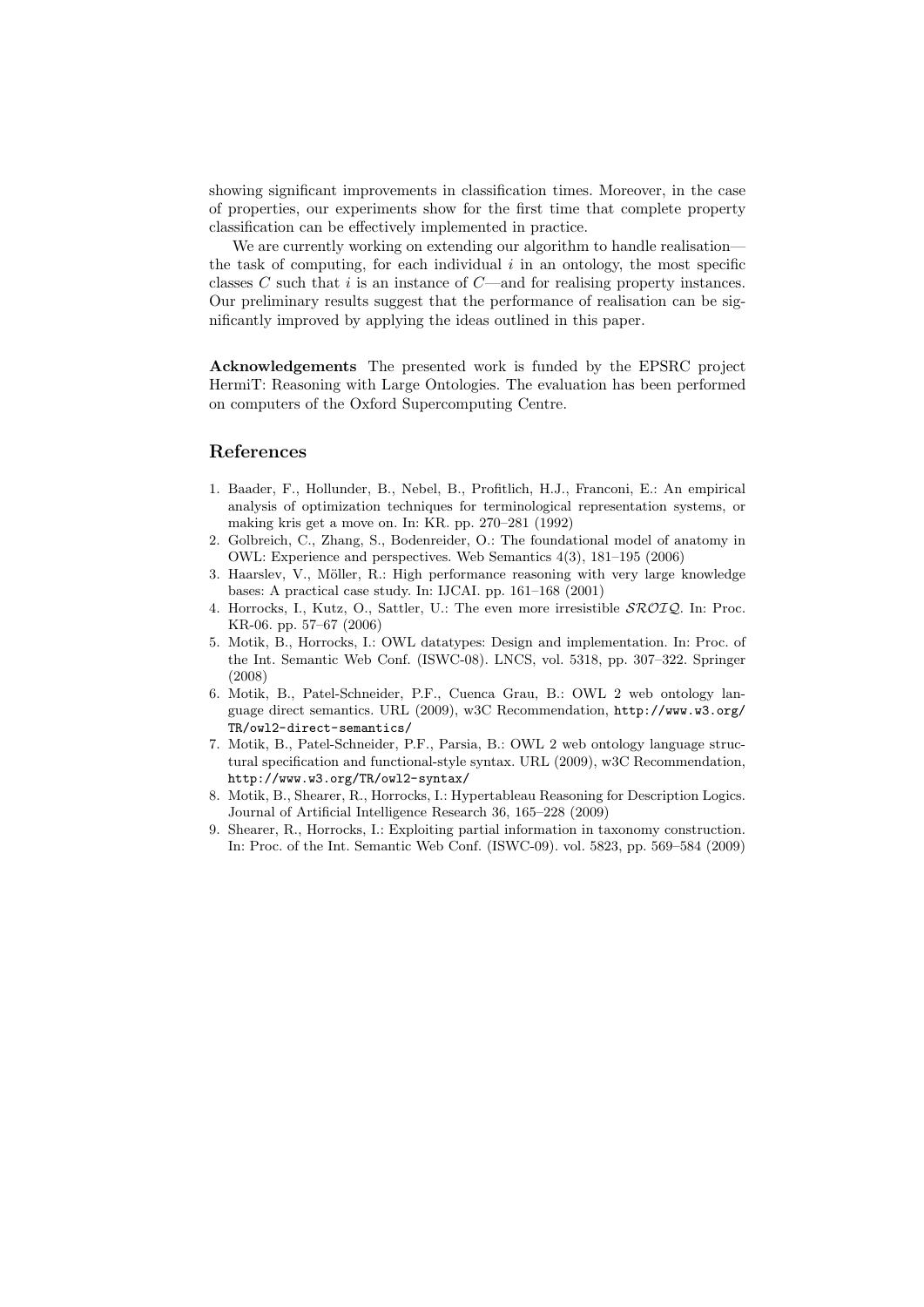showing significant improvements in classification times. Moreover, in the case of properties, our experiments show for the first time that complete property classification can be effectively implemented in practice.

We are currently working on extending our algorithm to handle realisation—the task of computing, for each individual $i$ in an ontology, the most specific classes $C$ such that $i$ is an instance of $C$—and for realising property instances. Our preliminary results suggest that the performance of realisation can be significantly improved by applying the ideas outlined in this paper.

**Acknowledgements** The presented work is funded by the EPSRC project HermiT: Reasoning with Large Ontologies. The evaluation has been performed on computers of the Oxford Supercomputing Centre.

## References

1. Baader, F., Hollunder, B., Nebel, B., Profitlich, H.J., Franconi, E.: An empirical analysis of optimization techniques for terminological representation systems, or making kris get a move on. In: KR. pp. 270–281 (1992)
2. Golbreich, C., Zhang, S., Bodenreider, O.: The foundational model of anatomy in OWL: Experience and perspectives. Web Semantics 4(3), 181–195 (2006)
3. Haarslev, V., Möller, R.: High performance reasoning with very large knowledge bases: A practical case study. In: IJCAI. pp. 161–168 (2001)
4. Horrocks, I., Kutz, O., Sattler, U.: The even more irresistible $\mathcal{SROIQ}$. In: Proc. KR-06. pp. 57–67 (2006)
5. Motik, B., Horrocks, I.: OWL datatypes: Design and implementation. In: Proc. of the Int. Semantic Web Conf. (ISWC-08). LNCS, vol. 5318, pp. 307–322. Springer (2008)
6. Motik, B., Patel-Schneider, P.F., Cuenca Grau, B.: OWL 2 web ontology language direct semantics. URL (2009), w3C Recommendation, `http://www.w3.org/TR/owl2-direct-semantics/`
7. Motik, B., Patel-Schneider, P.F., Parsia, B.: OWL 2 web ontology language structural specification and functional-style syntax. URL (2009), w3C Recommendation, `http://www.w3.org/TR/owl2-syntax/`
8. Motik, B., Shearer, R., Horrocks, I.: Hypertableau Reasoning for Description Logics. Journal of Artificial Intelligence Research 36, 165–228 (2009)
9. Shearer, R., Horrocks, I.: Exploiting partial information in taxonomy construction. In: Proc. of the Int. Semantic Web Conf. (ISWC-09). vol. 5823, pp. 569–584 (2009)